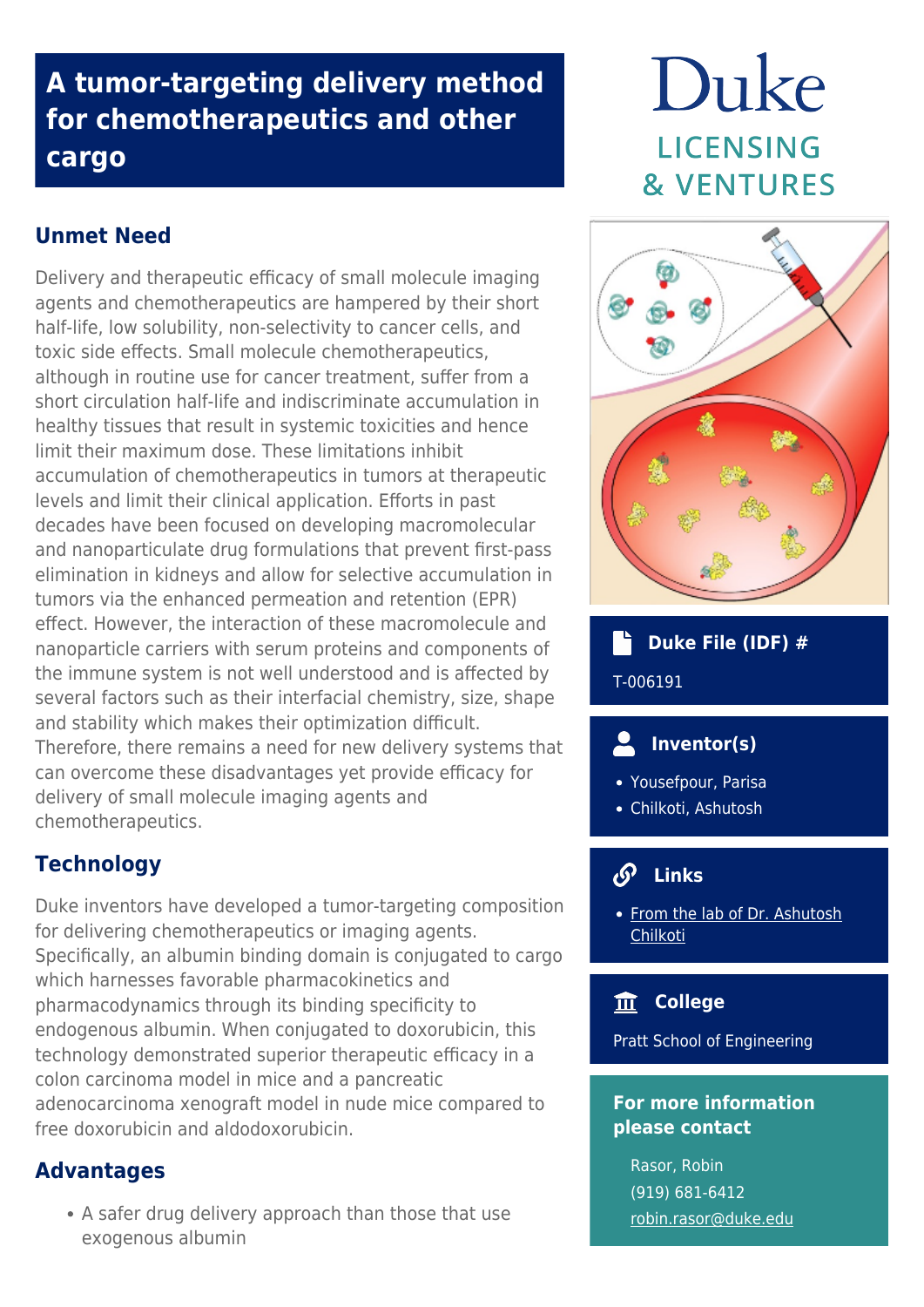# A tumor-targeting delivery method for chemotherapeutics and other cargo

Duke LICENSING & VENTURES

## Unmet Need

Delivery and therapeutic efficacy of small molecule imaging agents and chemotherapeutics are hampered by their short half-life, low solubility, non-selectivity to cancer cells, and toxic side effects. Small molecule chemotherapeutics, although in routine use for cancer treatment, suffer from a short circulation half-life and indiscriminate accumulation in healthy tissues that result in systemic toxicities and hence limit their maximum dose. These limitations inhibit accumulation of chemotherapeutics in tumors at therapeutic levels and limit their clinical application. Efforts in past decades have been focused on developing macromolecular and nanoparticulate drug formulations that prevent first-pass elimination in kidneys and allow for selective accumulation in tumors via the enhanced permeation and retention (EPR) effect. However, the interaction of these macromolecule and nanoparticle carriers with serum proteins and components of the immune system is not well understood and is affected by several factors such as their interfacial chemistry, size, shape and stability which makes their optimization difficult. Therefore, there remains a need for new delivery systems that can overcome these disadvantages yet provide efficacy for delivery of small molecule imaging agents and chemotherapeutics.

## Technology

Duke inventors have developed a tumor-targeting composition for delivering chemotherapeutics or imaging agents. Specifically, an albumin binding domain is conjugated to cargo which harnesses favorable pharmacokinetics and pharmacodynamics through its binding specificity to endogenous albumin. When conjugated to doxorubicin, this technology demonstrated superior therapeutic efficacy in a colon carcinoma model in mice and a pancreatic adenocarcinoma xenograft model in nude mice compared to free doxorubicin and aldodoxorubicin.

## Advantages

- A safer drug delivery approach than those that use exogenous albumin

### Duke File (IDF) #

T-006191

### Inventor(s)

- Yousefpour, Parisa
- Chilkoti, Ashutosh

### Links

- From the lab of Dr. Ashutosh Chilkoti

### College

Pratt School of Engineering

### For more information please contact

Rasor, Robin
(919) 681-6412
robin.rasor@duke.edu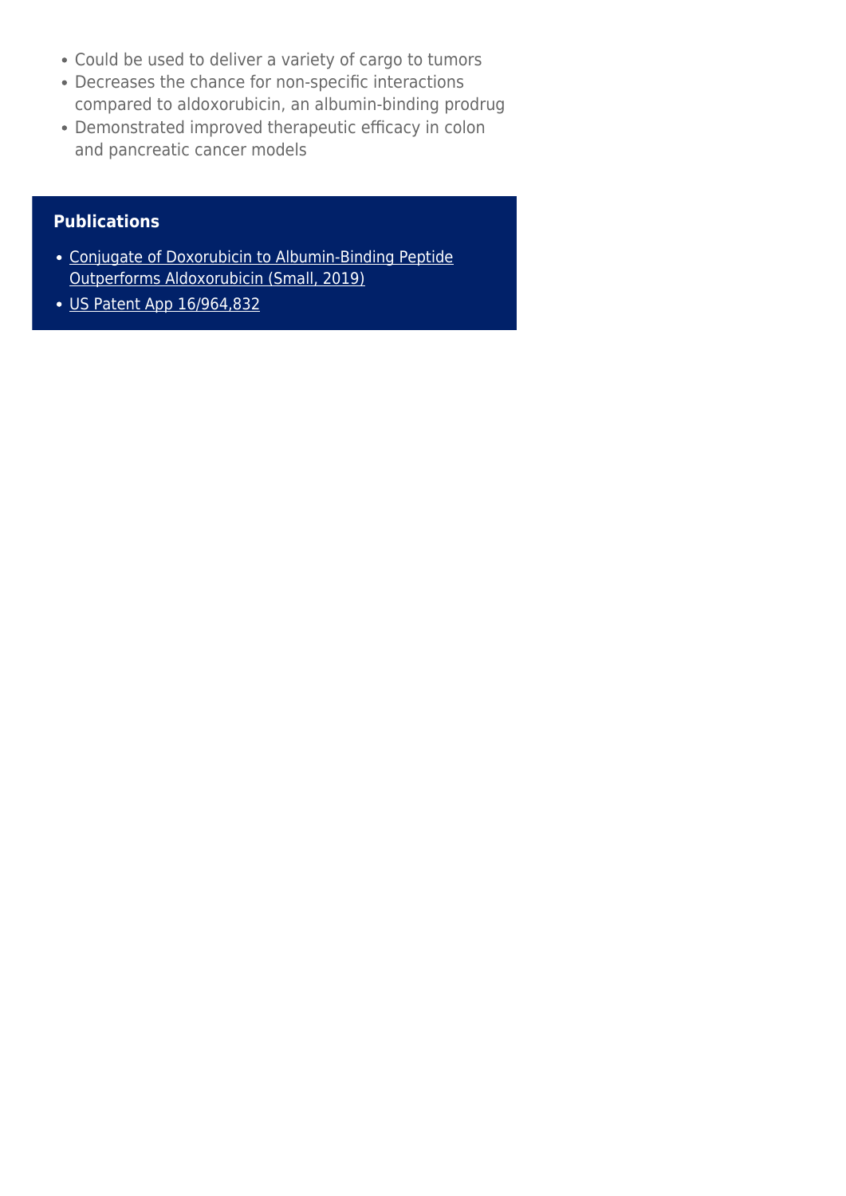- Could be used to deliver a variety of cargo to tumors
- Decreases the chance for non-specific interactions compared to aldoxorubicin, an albumin-binding prodrug
- Demonstrated improved therapeutic efficacy in colon and pancreatic cancer models

## Publications

- Conjugate of Doxorubicin to Albumin-Binding Peptide Outperforms Aldoxorubicin (Small, 2019)
- US Patent App 16/964,832